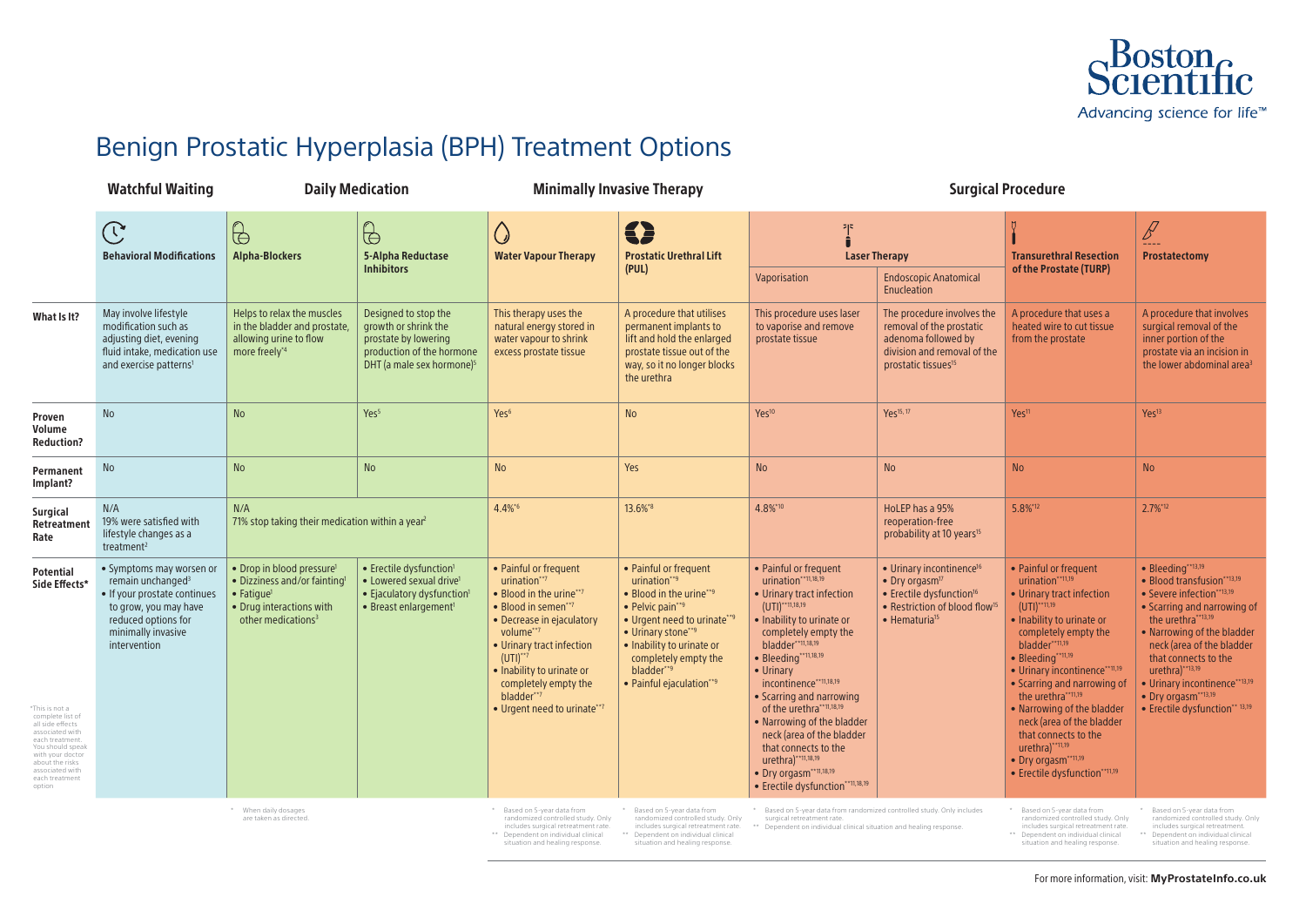Boston Scientific
Advancing science for life™

# Benign Prostatic Hyperplasia (BPH) Treatment Options

| | Watchful Waiting | Daily Medication | | Minimally Invasive Therapy | | Surgical Procedure | | | |
|---|---|---|---|---|---|---|---|---|---|
| | **Behavioral Modifications** | **Alpha-Blockers** | **5-Alpha Reductase Inhibitors** | **Water Vapour Therapy** | **Prostatic Urethral Lift (PUL)** | **Laser Therapy** | | **Transurethral Resection of the Prostate (TURP)** | **Prostatectomy** |
| | | | | | | Vaporisation | Endoscopic Anatomical Enucleation | | |
| **What Is It?** | May involve lifestyle modification such as adjusting diet, evening fluid intake, medication use and exercise patterns[1] | Helps to relax the muscles in the bladder and prostate, allowing urine to flow more freely*[4] | Designed to stop the growth or shrink the prostate by lowering production of the hormone DHT (a male sex hormone)[5] | This therapy uses the natural energy stored in water vapour to shrink excess prostate tissue | A procedure that utilises permanent implants to lift and hold the enlarged prostate tissue out of the way, so it no longer blocks the urethra | This procedure uses laser to vaporise and remove prostate tissue | The procedure involves the removal of the prostatic adenoma followed by division and removal of the prostatic tissues[15] | A procedure that uses a heated wire to cut tissue from the prostate | A procedure that involves surgical removal of the inner portion of the prostate via an incision in the lower abdominal area[3] |
| **Proven Volume Reduction?** | No | No | Yes[5] | Yes[6] | No | Yes[10] | Yes[15, 17] | Yes[11] | Yes[13] |
| **Permanent Implant?** | No | No | No | No | Yes | No | No | No | No |
| **Surgical Retreatment Rate** | N/A 19% were satisfied with lifestyle changes as a treatment[2] | N/A 71% stop taking their medication within a year[2] | | 4.4%*[6] | 13.6%*[8] | 4.8%*[10] | HoLEP has a 95% reoperation-free probability at 10 years[15] | 5.8%*[12] | 2.7%*[12] |
| **Potential Side Effects*** | • Symptoms may worsen or remain unchanged[3] • If your prostate continues to grow, you may have reduced options for minimally invasive intervention | • Drop in blood pressure[1] • Dizziness and/or fainting[1] • Fatigue[1] • Drug interactions with other medications[3] | • Erectile dysfunction[1] • Lowered sexual drive[1] • Ejaculatory dysfunction[1] • Breast enlargement[1] | • Painful or frequent urination**[7] • Blood in the urine**[7] • Blood in semen**[7] • Decrease in ejaculatory volume**[7] • Urinary tract infection (UTI)**[7] • Inability to urinate or completely empty the bladder**[7] • Urgent need to urinate**[7] | • Painful or frequent urination**[9] • Blood in the urine**[9] • Pelvic pain**[9] • Urgent need to urinate**[9] • Urinary stone**[9] • Inability to urinate or completely empty the bladder**[9] • Painful ejaculation**[9] | • Painful or frequent urination**[11,18,19] • Urinary tract infection (UTI)**[11,18,19] • Inability to urinate or completely empty the bladder**[11,18,19] • Bleeding**[11,18,19] • Urinary incontinence**[11,18,19] • Scarring and narrowing of the urethra**[11,18,19] • Narrowing of the bladder neck (area of the bladder that connects to the urethra)**[11,18,19] • Dry orgasm**[11,18,19] • Erectile dysfunction**[11,18,19] | • Urinary incontinence[16] • Dry orgasm[17] • Erectile dysfunction[16] • Restriction of blood flow[15] • Hematuria[15] | • Painful or frequent urination**[11,19] • Urinary tract infection (UTI)**[11,19] • Inability to urinate or completely empty the bladder**[11,19] • Bleeding**[11,19] • Urinary incontinence**[11,19] • Scarring and narrowing of the urethra**[11,19] • Narrowing of the bladder neck (area of the bladder that connects to the urethra)**[11,19] • Dry orgasm**[11,19] • Erectile dysfunction**[11,19] | • Bleeding**[13,19] • Blood transfusion**[13,19] • Severe infection**[13,19] • Scarring and narrowing of the urethra**[13,19] • Narrowing of the bladder neck (area of the bladder that connects to the urethra)**[13,19] • Urinary incontinence**[13,19] • Dry orgasm**[13,19] • Erectile dysfunction**[13,19] |

*This is not a complete list of all side effects associated with each treatment. You should speak with your doctor about the risks associated with each treatment option

Alpha-Blockers / 5-Alpha Reductase Inhibitors: * When daily dosages are taken as directed.

Water Vapour Therapy: * Based on 5-year data from randomized controlled study. Only includes surgical retreatment rate. ** Dependent on individual clinical situation and healing response.

Prostatic Urethral Lift (PUL): * Based on 5-year data from randomized controlled study. Only includes surgical retreatment rate. ** Dependent on individual clinical situation and healing response.

Laser Therapy: * Based on 5-year data from randomized controlled study. Only includes surgical retreatment rate. ** Dependent on individual clinical situation and healing response.

TURP: * Based on 5-year data from randomized controlled study. Only includes surgical retreatment rate. ** Dependent on individual clinical situation and healing response.

Prostatectomy: * Based on 5-year data from randomized controlled study. Only includes surgical retreatment. ** Dependent on individual clinical situation and healing response.

For more information, visit: **MyProstateInfo.co.uk**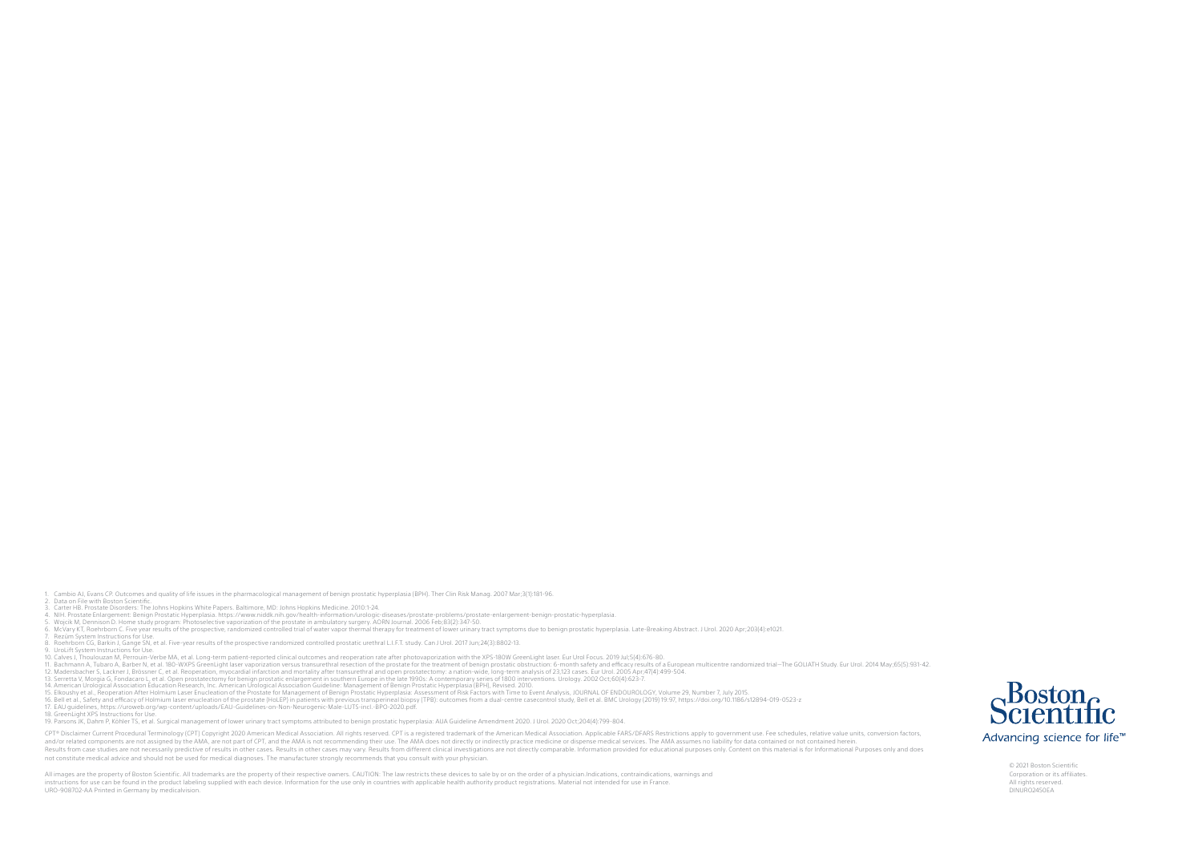1. Cambio AJ, Evans CP. Outcomes and quality of life issues in the pharmacological management of benign prostatic hyperplasia (BPH). Ther Clin Risk Manag. 2007 Mar;3(1):181-96.
2. Data on File with Boston Scientific.
3. Carter HB. Prostate Disorders: The Johns Hopkins White Papers. Baltimore, MD: Johns Hopkins Medicine. 2010:1-24.
4. NIH. Prostate Enlargement: Benign Prostatic Hyperplasia. https://www.niddk.nih.gov/health-information/urologic-diseases/prostate-problems/prostate-enlargement-benign-prostatic-hyperplasia.
5. Wojcik M, Dennison D. Home study program: Photoselective vaporization of the prostate in ambulatory surgery. AORN Journal. 2006 Feb;83(2):347-50.
6. McVary KT, Roehrborn C. Five-year results of the prospective, randomized controlled trial of water vapor thermal therapy for treatment of lower urinary tract symptoms due to benign prostatic hyperplasia. Late-Breaking Abstract. J Urol. 2020 Apr;203(4):e1021.
7. Rezūm System Instructions for Use.
8. Roehrborn CG, Barkin J, Gange SN, et al. Five-year results of the prospective randomized controlled prostatic urethral L.I.F.T. study. Can J Urol. 2017 Jun;24(3):8802-13.
9. UroLift System Instructions for Use.
10. Calves J, Thoulouzan M, Perrouin-Verbe MA, et al. Long-term patient-reported clinical outcomes and reoperation rate after photovaporization with the XPS-180W GreenLight laser. Eur Urol Focus. 2019 Jul;5(4):676-80.
11. Bachmann A, Tubaro A, Barber N, et al. 180-WXPS GreenLight laser vaporization versus transurethral resection of the prostate for the treatment of benign prostatic obstruction: 6-month safety and efficacy results of a European multicentre randomized trial—The GOLIATH Study. Eur Urol. 2014 May;65(5):931-42.
12. Madersbacher S, Lackner J, Brössner C, et al. Reoperation, myocardial infarction and mortality after transurethral and open prostatectomy: a nation-wide, long-term analysis of 23,123 cases. Eur Urol. 2005 Apr;47(4):499-504.
13. Serretta V, Morgia G, Fondacaro L, et al. Open prostatectomy for benign prostatic enlargement in southern Europe in the late 1990s: A contemporary series of 1800 interventions. Urology. 2002 Oct;60(4):623-7.
14. American Urological Association Education Research, Inc. American Urological Association Guideline: Management of Benign Prostatic Hyperplasia (BPH), Revised. 2010.
15. Elkoushy et al., Reoperation After Holmium Laser Enucleation of the Prostate for Management of Benign Prostatic Hyperplasia: Assessment of Risk Factors with Time to Event Analysis, JOURNAL OF ENDOUROLOGY, Volume 29, Number 7, July 2015.
16. Bell et al., Safety and efficacy of Holmium laser enucleation of the prostate (HoLEP) in patients with previous transperineal biopsy (TPB): outcomes from a dual-centre casecontrol study, Bell et al. BMC Urology (2019) 19:97, https://doi.org/10.1186/s12894-019-0523-z
17. EAU guidelines. https://uroweb.org/wp-content/uploads/EAU-Guidelines-on-Non-Neurogenic-Male-LUTS-incl.-BPO-2020.pdf.
18. GreenLight XPS Instructions for Use.
19. Parsons JK, Dahm P, Köhler TS, et al. Surgical management of lower urinary tract symptoms attributed to benign prostatic hyperplasia: AUA Guideline Amendment 2020. J Urol. 2020 Oct;204(4):799-804.

CPT® Disclaimer Current Procedural Terminology (CPT) Copyright 2020 American Medical Association. All rights reserved. CPT is a registered trademark of the American Medical Association. Applicable FARS/DFARS Restrictions apply to government use. Fee schedules, relative value units, conversion factors, and/or related components are not assigned by the AMA, are not part of CPT, and the AMA is not recommending their use. The AMA does not directly or indirectly practice medicine or dispense medical services. The AMA assumes no liability for data contained or not contained herein. Results from case studies are not necessarily predictive of results in other cases. Results in other cases may vary. Results from different clinical investigations are not directly comparable. Information provided for educational purposes only. Content on this material is for Informational Purposes only and does not constitute medical advice and should not be used for medical diagnoses. The manufacturer strongly recommends that you consult with your physician.

All images are the property of Boston Scientific. All trademarks are the property of their respective owners. CAUTION: The law restricts these devices to sale by or on the order of a physician.Indications, contraindications, warnings and instructions for use can be found in the product labeling supplied with each device. Information for the use only in countries with applicable health authority product registrations. Material not intended for use in France.
URO-908702-AA Printed in Germany by medicalvision.

Boston Scientific

Advancing science for life™

© 2021 Boston Scientific Corporation or its affiliates. All rights reserved.
DINURO2450EA